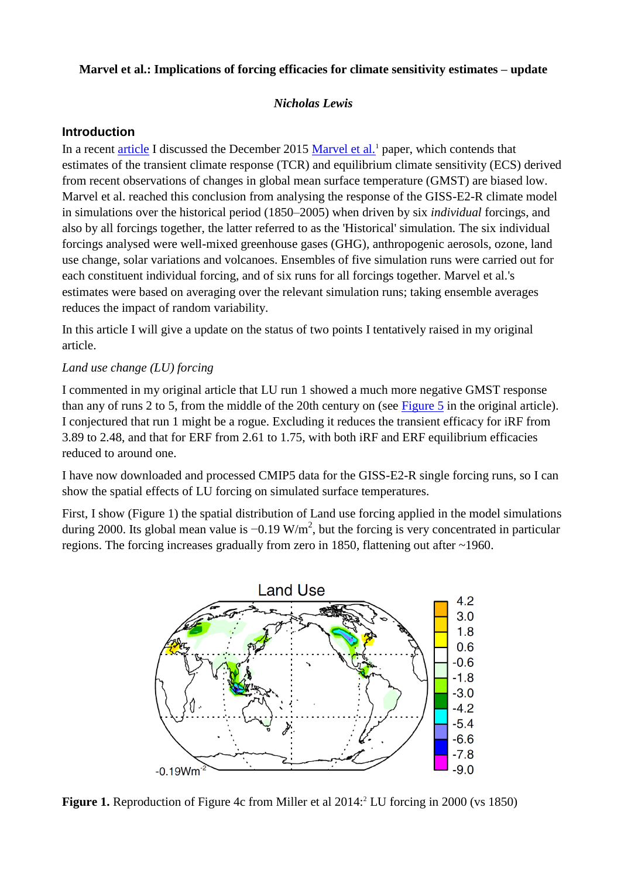**Marvel et al.: Implications of forcing efficacies for climate sensitivity estimates – update**

*Nicholas Lewis*

## Introduction

In a recent article I discussed the December 2015 Marvel et al.[1] paper, which contends that estimates of the transient climate response (TCR) and equilibrium climate sensitivity (ECS) derived from recent observations of changes in global mean surface temperature (GMST) are biased low. Marvel et al. reached this conclusion from analysing the response of the GISS-E2-R climate model in simulations over the historical period (1850–2005) when driven by six *individual* forcings, and also by all forcings together, the latter referred to as the 'Historical' simulation. The six individual forcings analysed were well-mixed greenhouse gases (GHG), anthropogenic aerosols, ozone, land use change, solar variations and volcanoes. Ensembles of five simulation runs were carried out for each constituent individual forcing, and of six runs for all forcings together. Marvel et al.'s estimates were based on averaging over the relevant simulation runs; taking ensemble averages reduces the impact of random variability.

In this article I will give a update on the status of two points I tentatively raised in my original article.

*Land use change (LU) forcing*

I commented in my original article that LU run 1 showed a much more negative GMST response than any of runs 2 to 5, from the middle of the 20th century on (see Figure 5 in the original article). I conjectured that run 1 might be a rogue. Excluding it reduces the transient efficacy for iRF from 3.89 to 2.48, and that for ERF from 2.61 to 1.75, with both iRF and ERF equilibrium efficacies reduced to around one.

I have now downloaded and processed CMIP5 data for the GISS-E2-R single forcing runs, so I can show the spatial effects of LU forcing on simulated surface temperatures.

First, I show (Figure 1) the spatial distribution of Land use forcing applied in the model simulations during 2000. Its global mean value is −0.19 W/m$^2$, but the forcing is very concentrated in particular regions. The forcing increases gradually from zero in 1850, flattening out after ~1960.

**Figure 1.** Reproduction of Figure 4c from Miller et al 2014:[2] LU forcing in 2000 (vs 1850)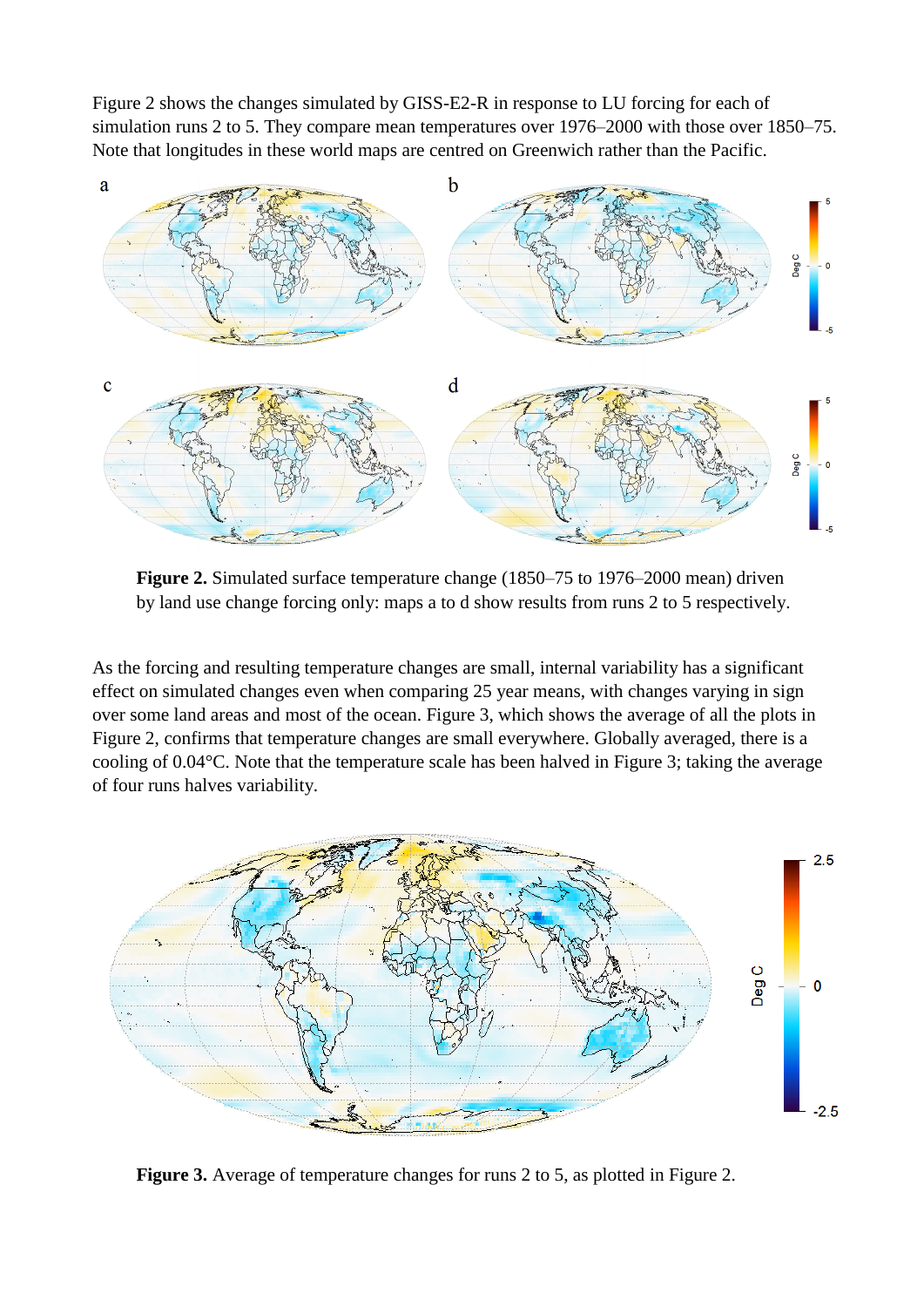Figure 2 shows the changes simulated by GISS-E2-R in response to LU forcing for each of simulation runs 2 to 5. They compare mean temperatures over 1976–2000 with those over 1850–75. Note that longitudes in these world maps are centred on Greenwich rather than the Pacific.

**Figure 2.** Simulated surface temperature change (1850–75 to 1976–2000 mean) driven by land use change forcing only: maps a to d show results from runs 2 to 5 respectively.

As the forcing and resulting temperature changes are small, internal variability has a significant effect on simulated changes even when comparing 25 year means, with changes varying in sign over some land areas and most of the ocean. Figure 3, which shows the average of all the plots in Figure 2, confirms that temperature changes are small everywhere. Globally averaged, there is a cooling of 0.04°C. Note that the temperature scale has been halved in Figure 3; taking the average of four runs halves variability.

**Figure 3.** Average of temperature changes for runs 2 to 5, as plotted in Figure 2.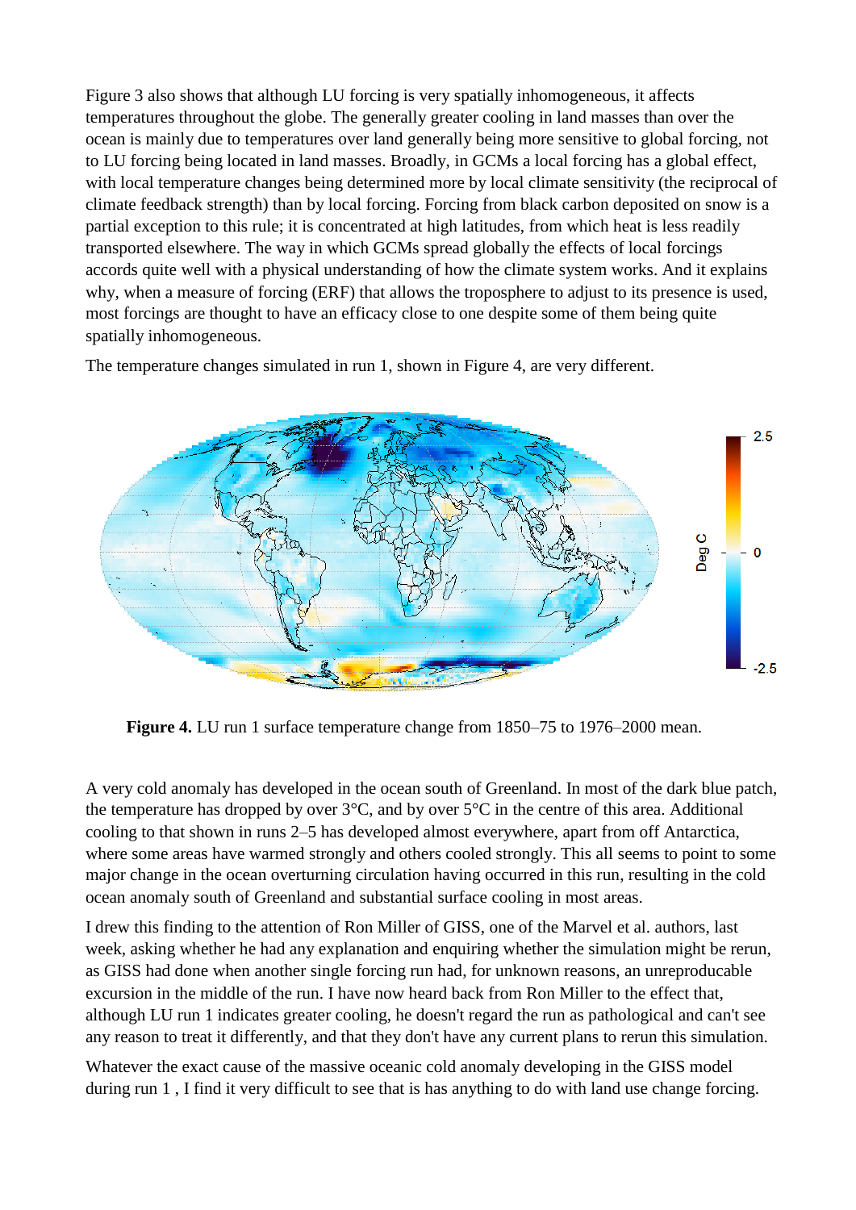Figure 3 also shows that although LU forcing is very spatially inhomogeneous, it affects temperatures throughout the globe. The generally greater cooling in land masses than over the ocean is mainly due to temperatures over land generally being more sensitive to global forcing, not to LU forcing being located in land masses. Broadly, in GCMs a local forcing has a global effect, with local temperature changes being determined more by local climate sensitivity (the reciprocal of climate feedback strength) than by local forcing. Forcing from black carbon deposited on snow is a partial exception to this rule; it is concentrated at high latitudes, from which heat is less readily transported elsewhere. The way in which GCMs spread globally the effects of local forcings accords quite well with a physical understanding of how the climate system works. And it explains why, when a measure of forcing (ERF) that allows the troposphere to adjust to its presence is used, most forcings are thought to have an efficacy close to one despite some of them being quite spatially inhomogeneous.

The temperature changes simulated in run 1, shown in Figure 4, are very different.

**Figure 4.** LU run 1 surface temperature change from 1850–75 to 1976–2000 mean.

A very cold anomaly has developed in the ocean south of Greenland. In most of the dark blue patch, the temperature has dropped by over 3°C, and by over 5°C in the centre of this area. Additional cooling to that shown in runs 2–5 has developed almost everywhere, apart from off Antarctica, where some areas have warmed strongly and others cooled strongly. This all seems to point to some major change in the ocean overturning circulation having occurred in this run, resulting in the cold ocean anomaly south of Greenland and substantial surface cooling in most areas.

I drew this finding to the attention of Ron Miller of GISS, one of the Marvel et al. authors, last week, asking whether he had any explanation and enquiring whether the simulation might be rerun, as GISS had done when another single forcing run had, for unknown reasons, an unreproducable excursion in the middle of the run. I have now heard back from Ron Miller to the effect that, although LU run 1 indicates greater cooling, he doesn't regard the run as pathological and can't see any reason to treat it differently, and that they don't have any current plans to rerun this simulation.

Whatever the exact cause of the massive oceanic cold anomaly developing in the GISS model during run 1 , I find it very difficult to see that is has anything to do with land use change forcing.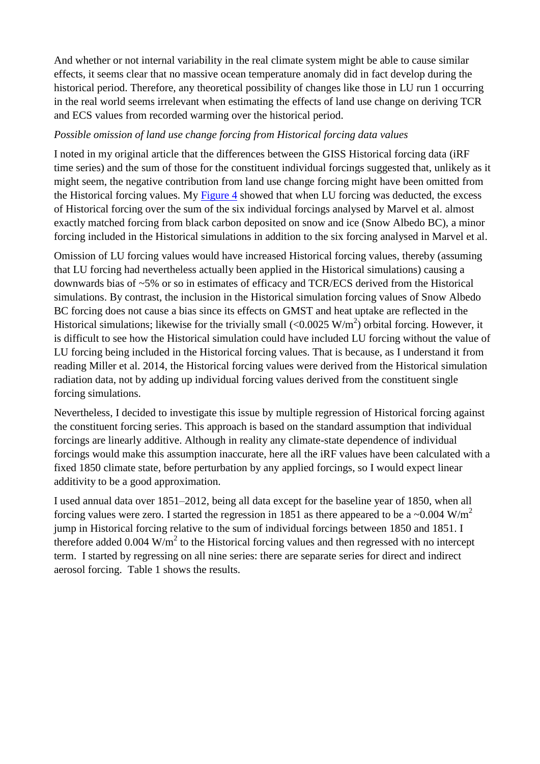And whether or not internal variability in the real climate system might be able to cause similar effects, it seems clear that no massive ocean temperature anomaly did in fact develop during the historical period. Therefore, any theoretical possibility of changes like those in LU run 1 occurring in the real world seems irrelevant when estimating the effects of land use change on deriving TCR and ECS values from recorded warming over the historical period.

*Possible omission of land use change forcing from Historical forcing data values*

I noted in my original article that the differences between the GISS Historical forcing data (iRF time series) and the sum of those for the constituent individual forcings suggested that, unlikely as it might seem, the negative contribution from land use change forcing might have been omitted from the Historical forcing values. My [Figure 4] showed that when LU forcing was deducted, the excess of Historical forcing over the sum of the six individual forcings analysed by Marvel et al. almost exactly matched forcing from black carbon deposited on snow and ice (Snow Albedo BC), a minor forcing included in the Historical simulations in addition to the six forcing analysed in Marvel et al.

Omission of LU forcing values would have increased Historical forcing values, thereby (assuming that LU forcing had nevertheless actually been applied in the Historical simulations) causing a downwards bias of ~5% or so in estimates of efficacy and TCR/ECS derived from the Historical simulations. By contrast, the inclusion in the Historical simulation forcing values of Snow Albedo BC forcing does not cause a bias since its effects on GMST and heat uptake are reflected in the Historical simulations; likewise for the trivially small (<0.0025 $W/m^2$) orbital forcing. However, it is difficult to see how the Historical simulation could have included LU forcing without the value of LU forcing being included in the Historical forcing values. That is because, as I understand it from reading Miller et al. 2014, the Historical forcing values were derived from the Historical simulation radiation data, not by adding up individual forcing values derived from the constituent single forcing simulations.

Nevertheless, I decided to investigate this issue by multiple regression of Historical forcing against the constituent forcing series. This approach is based on the standard assumption that individual forcings are linearly additive. Although in reality any climate-state dependence of individual forcings would make this assumption inaccurate, here all the iRF values have been calculated with a fixed 1850 climate state, before perturbation by any applied forcings, so I would expect linear additivity to be a good approximation.

I used annual data over 1851–2012, being all data except for the baseline year of 1850, when all forcing values were zero. I started the regression in 1851 as there appeared to be a ~0.004 $W/m^2$ jump in Historical forcing relative to the sum of individual forcings between 1850 and 1851. I therefore added 0.004 $W/m^2$ to the Historical forcing values and then regressed with no intercept term. I started by regressing on all nine series: there are separate series for direct and indirect aerosol forcing. Table 1 shows the results.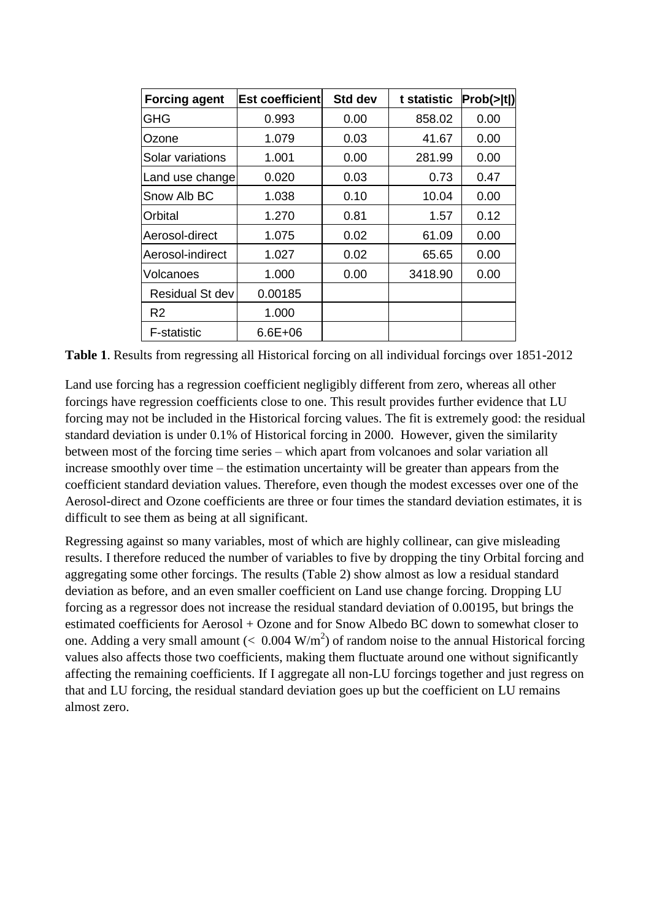| Forcing agent | Est coefficient | Std dev | t statistic | Prob(>\|t\|) |
|---|---|---|---|---|
| GHG | 0.993 | 0.00 | 858.02 | 0.00 |
| Ozone | 1.079 | 0.03 | 41.67 | 0.00 |
| Solar variations | 1.001 | 0.00 | 281.99 | 0.00 |
| Land use change | 0.020 | 0.03 | 0.73 | 0.47 |
| Snow Alb BC | 1.038 | 0.10 | 10.04 | 0.00 |
| Orbital | 1.270 | 0.81 | 1.57 | 0.12 |
| Aerosol-direct | 1.075 | 0.02 | 61.09 | 0.00 |
| Aerosol-indirect | 1.027 | 0.02 | 65.65 | 0.00 |
| Volcanoes | 1.000 | 0.00 | 3418.90 | 0.00 |
| Residual St dev | 0.00185 | | | |
| R2 | 1.000 | | | |
| F-statistic | 6.6E+06 | | | |

**Table 1**. Results from regressing all Historical forcing on all individual forcings over 1851-2012

Land use forcing has a regression coefficient negligibly different from zero, whereas all other forcings have regression coefficients close to one. This result provides further evidence that LU forcing may not be included in the Historical forcing values. The fit is extremely good: the residual standard deviation is under 0.1% of Historical forcing in 2000. However, given the similarity between most of the forcing time series – which apart from volcanoes and solar variation all increase smoothly over time – the estimation uncertainty will be greater than appears from the coefficient standard deviation values. Therefore, even though the modest excesses over one of the Aerosol-direct and Ozone coefficients are three or four times the standard deviation estimates, it is difficult to see them as being at all significant.

Regressing against so many variables, most of which are highly collinear, can give misleading results. I therefore reduced the number of variables to five by dropping the tiny Orbital forcing and aggregating some other forcings. The results (Table 2) show almost as low a residual standard deviation as before, and an even smaller coefficient on Land use change forcing. Dropping LU forcing as a regressor does not increase the residual standard deviation of 0.00195, but brings the estimated coefficients for Aerosol + Ozone and for Snow Albedo BC down to somewhat closer to one. Adding a very small amount ($< 0.004$ W/m$^2$) of random noise to the annual Historical forcing values also affects those two coefficients, making them fluctuate around one without significantly affecting the remaining coefficients. If I aggregate all non-LU forcings together and just regress on that and LU forcing, the residual standard deviation goes up but the coefficient on LU remains almost zero.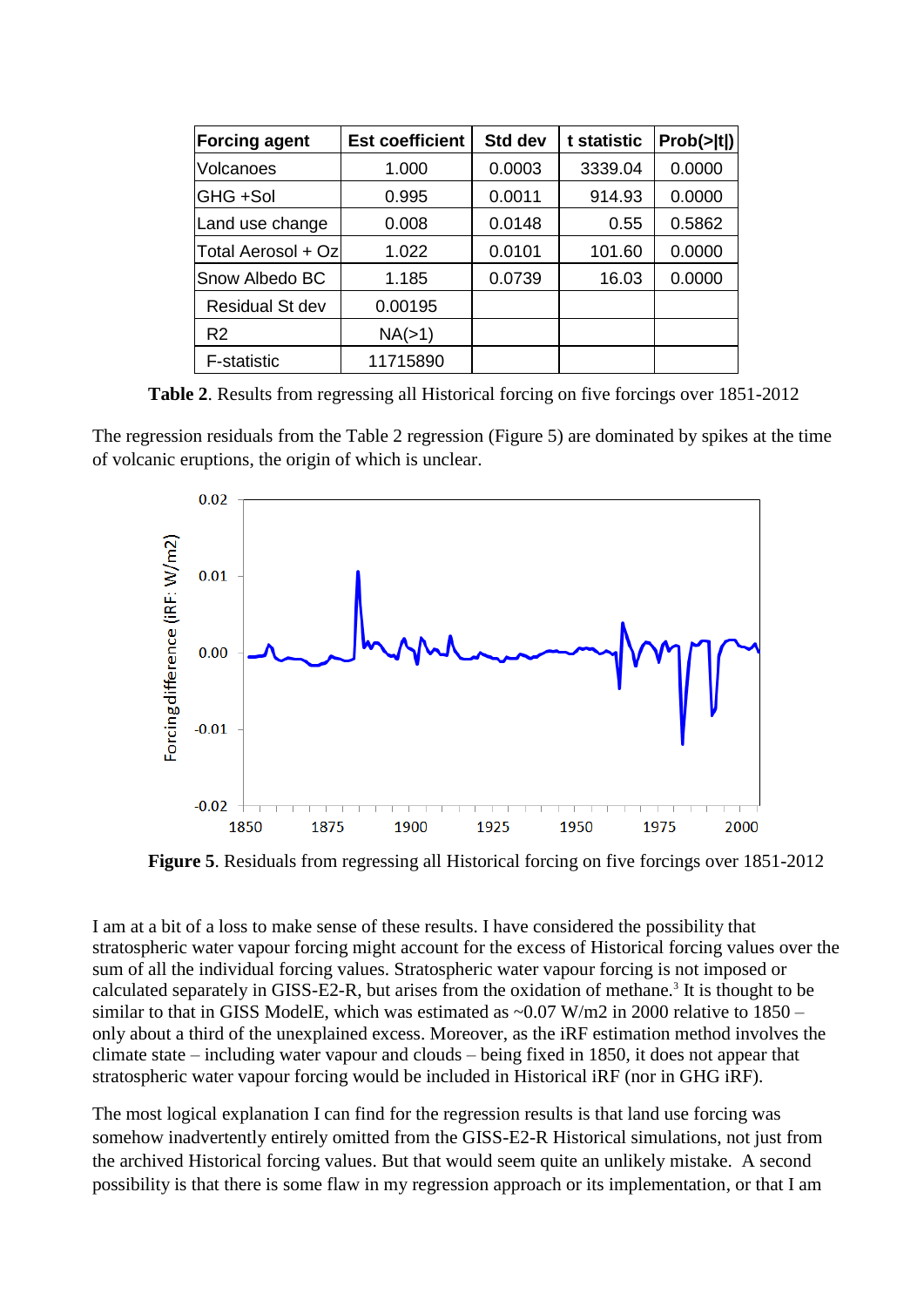| Forcing agent | Est coefficient | Std dev | t statistic | Prob(>\|t\|) |
|---|---|---|---|---|
| Volcanoes | 1.000 | 0.0003 | 3339.04 | 0.0000 |
| GHG +Sol | 0.995 | 0.0011 | 914.93 | 0.0000 |
| Land use change | 0.008 | 0.0148 | 0.55 | 0.5862 |
| Total Aerosol + Oz | 1.022 | 0.0101 | 101.60 | 0.0000 |
| Snow Albedo BC | 1.185 | 0.0739 | 16.03 | 0.0000 |
| Residual St dev | 0.00195 | | | |
| R2 | NA(>1) | | | |
| F-statistic | 11715890 | | | |

**Table 2**. Results from regressing all Historical forcing on five forcings over 1851-2012

The regression residuals from the Table 2 regression (Figure 5) are dominated by spikes at the time of volcanic eruptions, the origin of which is unclear.

**Figure 5**. Residuals from regressing all Historical forcing on five forcings over 1851-2012

I am at a bit of a loss to make sense of these results. I have considered the possibility that stratospheric water vapour forcing might account for the excess of Historical forcing values over the sum of all the individual forcing values. Stratospheric water vapour forcing is not imposed or calculated separately in GISS-E2-R, but arises from the oxidation of methane.[3] It is thought to be similar to that in GISS ModelE, which was estimated as ~0.07 W/m2 in 2000 relative to 1850 – only about a third of the unexplained excess. Moreover, as the iRF estimation method involves the climate state – including water vapour and clouds – being fixed in 1850, it does not appear that stratospheric water vapour forcing would be included in Historical iRF (nor in GHG iRF).

The most logical explanation I can find for the regression results is that land use forcing was somehow inadvertently entirely omitted from the GISS-E2-R Historical simulations, not just from the archived Historical forcing values. But that would seem quite an unlikely mistake. A second possibility is that there is some flaw in my regression approach or its implementation, or that I am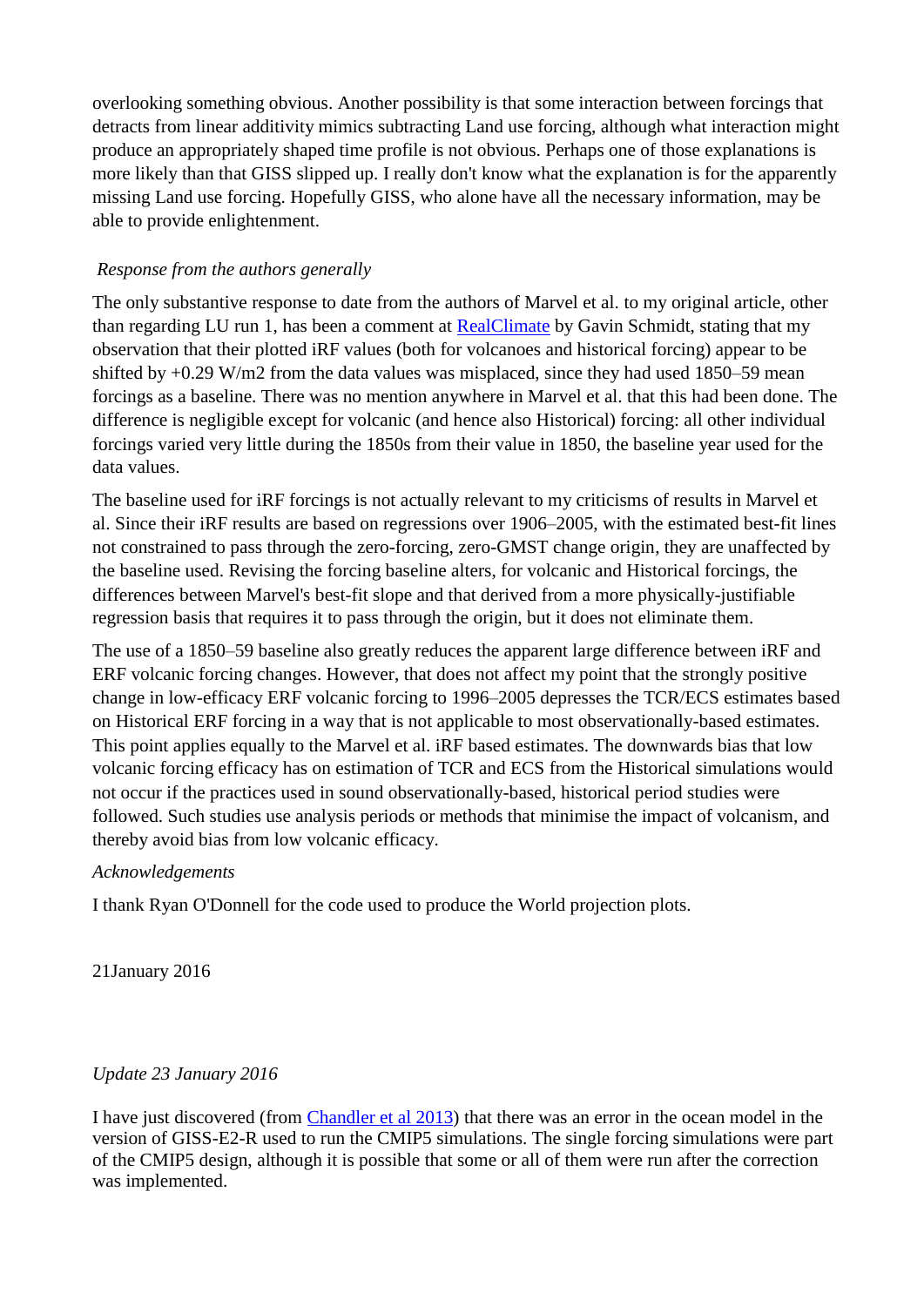overlooking something obvious. Another possibility is that some interaction between forcings that detracts from linear additivity mimics subtracting Land use forcing, although what interaction might produce an appropriately shaped time profile is not obvious. Perhaps one of those explanations is more likely than that GISS slipped up. I really don't know what the explanation is for the apparently missing Land use forcing. Hopefully GISS, who alone have all the necessary information, may be able to provide enlightenment.

*Response from the authors generally*

The only substantive response to date from the authors of Marvel et al. to my original article, other than regarding LU run 1, has been a comment at [RealClimate](RealClimate) by Gavin Schmidt, stating that my observation that their plotted iRF values (both for volcanoes and historical forcing) appear to be shifted by +0.29 W/m2 from the data values was misplaced, since they had used 1850–59 mean forcings as a baseline. There was no mention anywhere in Marvel et al. that this had been done. The difference is negligible except for volcanic (and hence also Historical) forcing: all other individual forcings varied very little during the 1850s from their value in 1850, the baseline year used for the data values.

The baseline used for iRF forcings is not actually relevant to my criticisms of results in Marvel et al. Since their iRF results are based on regressions over 1906–2005, with the estimated best-fit lines not constrained to pass through the zero-forcing, zero-GMST change origin, they are unaffected by the baseline used. Revising the forcing baseline alters, for volcanic and Historical forcings, the differences between Marvel's best-fit slope and that derived from a more physically-justifiable regression basis that requires it to pass through the origin, but it does not eliminate them.

The use of a 1850–59 baseline also greatly reduces the apparent large difference between iRF and ERF volcanic forcing changes. However, that does not affect my point that the strongly positive change in low-efficacy ERF volcanic forcing to 1996–2005 depresses the TCR/ECS estimates based on Historical ERF forcing in a way that is not applicable to most observationally-based estimates. This point applies equally to the Marvel et al. iRF based estimates. The downwards bias that low volcanic forcing efficacy has on estimation of TCR and ECS from the Historical simulations would not occur if the practices used in sound observationally-based, historical period studies were followed. Such studies use analysis periods or methods that minimise the impact of volcanism, and thereby avoid bias from low volcanic efficacy.

*Acknowledgements*

I thank Ryan O'Donnell for the code used to produce the World projection plots.

21January 2016

*Update 23 January 2016*

I have just discovered (from [Chandler et al 2013](Chandler et al 2013)) that there was an error in the ocean model in the version of GISS-E2-R used to run the CMIP5 simulations. The single forcing simulations were part of the CMIP5 design, although it is possible that some or all of them were run after the correction was implemented.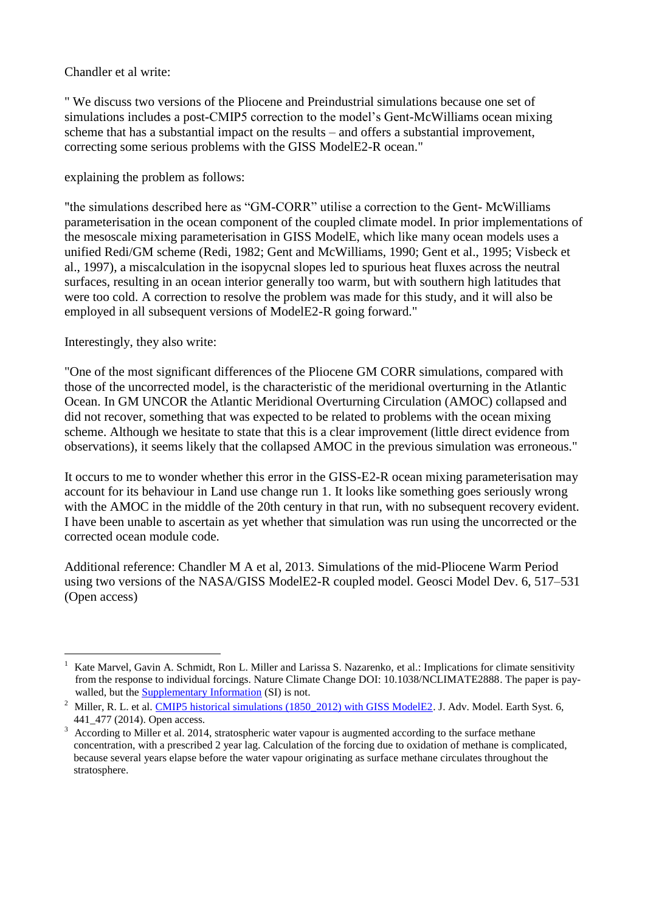Chandler et al write:

" We discuss two versions of the Pliocene and Preindustrial simulations because one set of simulations includes a post-CMIP5 correction to the model's Gent-McWilliams ocean mixing scheme that has a substantial impact on the results – and offers a substantial improvement, correcting some serious problems with the GISS ModelE2-R ocean."

explaining the problem as follows:

"the simulations described here as "GM-CORR" utilise a correction to the Gent- McWilliams parameterisation in the ocean component of the coupled climate model. In prior implementations of the mesoscale mixing parameterisation in GISS ModelE, which like many ocean models uses a unified Redi/GM scheme (Redi, 1982; Gent and McWilliams, 1990; Gent et al., 1995; Visbeck et al., 1997), a miscalculation in the isopycnal slopes led to spurious heat fluxes across the neutral surfaces, resulting in an ocean interior generally too warm, but with southern high latitudes that were too cold. A correction to resolve the problem was made for this study, and it will also be employed in all subsequent versions of ModelE2-R going forward."

Interestingly, they also write:

"One of the most significant differences of the Pliocene GM CORR simulations, compared with those of the uncorrected model, is the characteristic of the meridional overturning in the Atlantic Ocean. In GM UNCOR the Atlantic Meridional Overturning Circulation (AMOC) collapsed and did not recover, something that was expected to be related to problems with the ocean mixing scheme. Although we hesitate to state that this is a clear improvement (little direct evidence from observations), it seems likely that the collapsed AMOC in the previous simulation was erroneous."

It occurs to me to wonder whether this error in the GISS-E2-R ocean mixing parameterisation may account for its behaviour in Land use change run 1. It looks like something goes seriously wrong with the AMOC in the middle of the 20th century in that run, with no subsequent recovery evident. I have been unable to ascertain as yet whether that simulation was run using the uncorrected or the corrected ocean module code.

Additional reference: Chandler M A et al, 2013. Simulations of the mid-Pliocene Warm Period using two versions of the NASA/GISS ModelE2-R coupled model. Geosci Model Dev. 6, 517–531 (Open access)

---

[1] Kate Marvel, Gavin A. Schmidt, Ron L. Miller and Larissa S. Nazarenko, et al.: Implications for climate sensitivity from the response to individual forcings. Nature Climate Change DOI: 10.1038/NCLIMATE2888. The paper is pay-walled, but the Supplementary Information (SI) is not.

[2] Miller, R. L. et al. CMIP5 historical simulations (1850_2012) with GISS ModelE2. J. Adv. Model. Earth Syst. 6, 441_477 (2014). Open access.

[3] According to Miller et al. 2014, stratospheric water vapour is augmented according to the surface methane concentration, with a prescribed 2 year lag. Calculation of the forcing due to oxidation of methane is complicated, because several years elapse before the water vapour originating as surface methane circulates throughout the stratosphere.